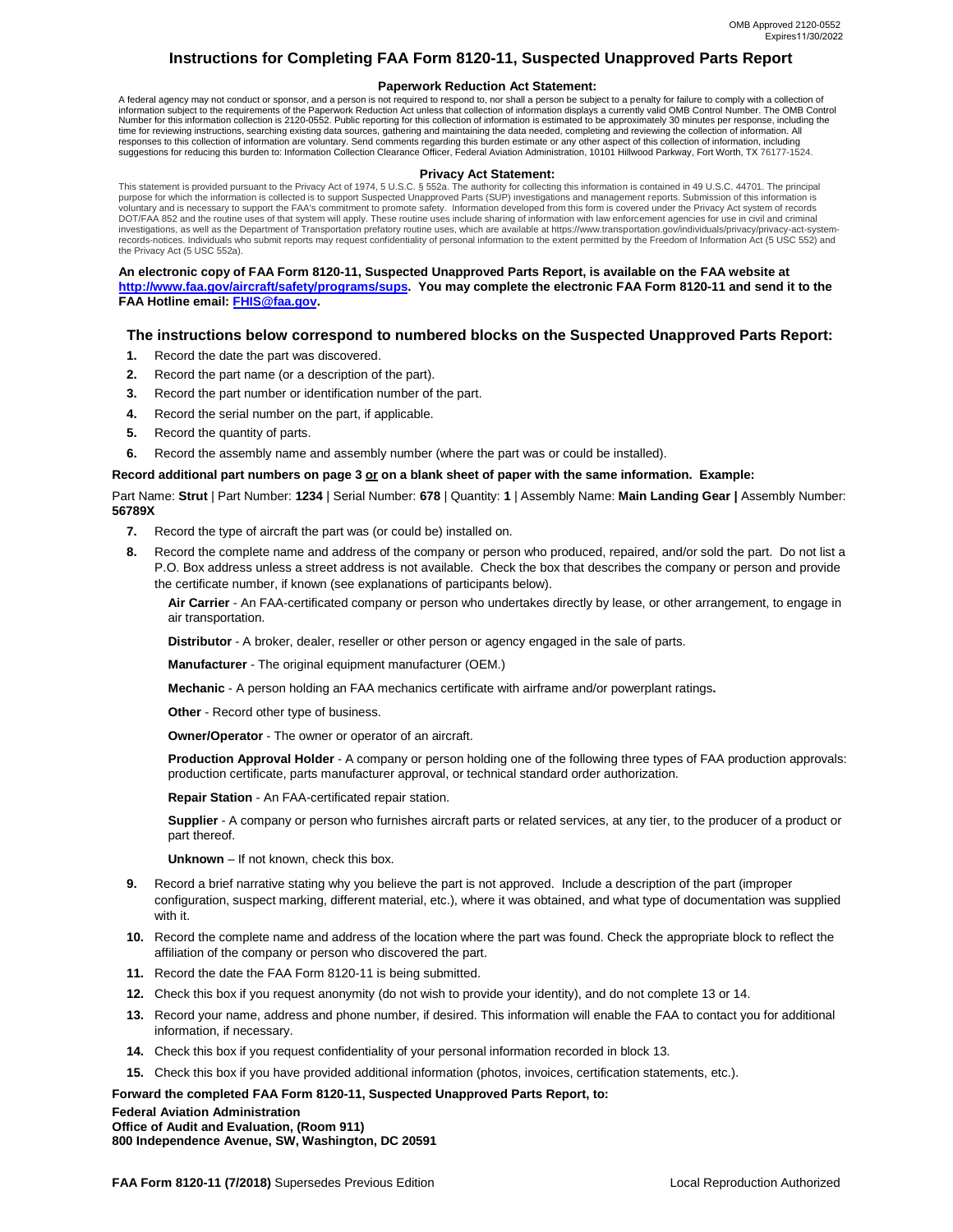OMB Approved 2120-0552
Expires11/30/2022

# Instructions for Completing FAA Form 8120-11, Suspected Unapproved Parts Report

### Paperwork Reduction Act Statement:

A federal agency may not conduct or sponsor, and a person is not required to respond to, nor shall a person be subject to a penalty for failure to comply with a collection of information subject to the requirements of the Paperwork Reduction Act unless that collection of information displays a currently valid OMB Control Number. The OMB Control Number for this information collection is 2120-0552. Public reporting for this collection of information is estimated to be approximately 30 minutes per response, including the time for reviewing instructions, searching existing data sources, gathering and maintaining the data needed, completing and reviewing the collection of information. All responses to this collection of information are voluntary. Send comments regarding this burden estimate or any other aspect of this collection of information, including suggestions for reducing this burden to: Information Collection Clearance Officer, Federal Aviation Administration, 10101 Hillwood Parkway, Fort Worth, TX 76177-1524.

### Privacy Act Statement:

This statement is provided pursuant to the Privacy Act of 1974, 5 U.S.C. § 552a. The authority for collecting this information is contained in 49 U.S.C. 44701. The principal purpose for which the information is collected is to support Suspected Unapproved Parts (SUP) investigations and management reports. Submission of this information is voluntary and is necessary to support the FAA's commitment to promote safety. Information developed from this form is covered under the Privacy Act system of records DOT/FAA 852 and the routine uses of that system will apply. These routine uses include sharing of information with law enforcement agencies for use in civil and criminal investigations, as well as the Department of Transportation prefatory routine uses, which are available at https://www.transportation.gov/individuals/privacy/privacy-act-system-records-notices. Individuals who submit reports may request confidentiality of personal information to the extent permitted by the Freedom of Information Act (5 USC 552) and the Privacy Act (5 USC 552a).

**An electronic copy of FAA Form 8120-11, Suspected Unapproved Parts Report, is available on the FAA website at [http://www.faa.gov/aircraft/safety/programs/sups](http://www.faa.gov/aircraft/safety/programs/sups). You may complete the electronic FAA Form 8120-11 and send it to the FAA Hotline email: [FHIS@faa.gov](mailto:FHIS@faa.gov).**

## The instructions below correspond to numbered blocks on the Suspected Unapproved Parts Report:

1. Record the date the part was discovered.
2. Record the part name (or a description of the part).
3. Record the part number or identification number of the part.
4. Record the serial number on the part, if applicable.
5. Record the quantity of parts.
6. Record the assembly name and assembly number (where the part was or could be installed).

**Record additional part numbers on page 3 <u>or</u> on a blank sheet of paper with the same information. Example:**

Part Name: **Strut** | Part Number: **1234** | Serial Number: **678** | Quantity: **1** | Assembly Name: **Main Landing Gear |** Assembly Number: **56789X**

7. Record the type of aircraft the part was (or could be) installed on.
8. Record the complete name and address of the company or person who produced, repaired, and/or sold the part. Do not list a P.O. Box address unless a street address is not available. Check the box that describes the company or person and provide the certificate number, if known (see explanations of participants below).

   **Air Carrier** - An FAA-certificated company or person who undertakes directly by lease, or other arrangement, to engage in air transportation.

   **Distributor** - A broker, dealer, reseller or other person or agency engaged in the sale of parts.

   **Manufacturer** - The original equipment manufacturer (OEM.)

   **Mechanic** - A person holding an FAA mechanics certificate with airframe and/or powerplant ratings**.**

   **Other** - Record other type of business.

   **Owner/Operator** - The owner or operator of an aircraft.

   **Production Approval Holder** - A company or person holding one of the following three types of FAA production approvals: production certificate, parts manufacturer approval, or technical standard order authorization.

   **Repair Station** - An FAA-certificated repair station.

   **Supplier** - A company or person who furnishes aircraft parts or related services, at any tier, to the producer of a product or part thereof.

   **Unknown** – If not known, check this box.

9. Record a brief narrative stating why you believe the part is not approved. Include a description of the part (improper configuration, suspect marking, different material, etc.), where it was obtained, and what type of documentation was supplied with it.
10. Record the complete name and address of the location where the part was found. Check the appropriate block to reflect the affiliation of the company or person who discovered the part.
11. Record the date the FAA Form 8120-11 is being submitted.
12. Check this box if you request anonymity (do not wish to provide your identity), and do not complete 13 or 14.
13. Record your name, address and phone number, if desired. This information will enable the FAA to contact you for additional information, if necessary.
14. Check this box if you request confidentiality of your personal information recorded in block 13.
15. Check this box if you have provided additional information (photos, invoices, certification statements, etc.).

**Forward the completed FAA Form 8120-11, Suspected Unapproved Parts Report, to:**

**Federal Aviation Administration**
**Office of Audit and Evaluation, (Room 911)**
**800 Independence Avenue, SW, Washington, DC 20591**

**FAA Form 8120-11 (7/2018)** Supersedes Previous Edition | Local Reproduction Authorized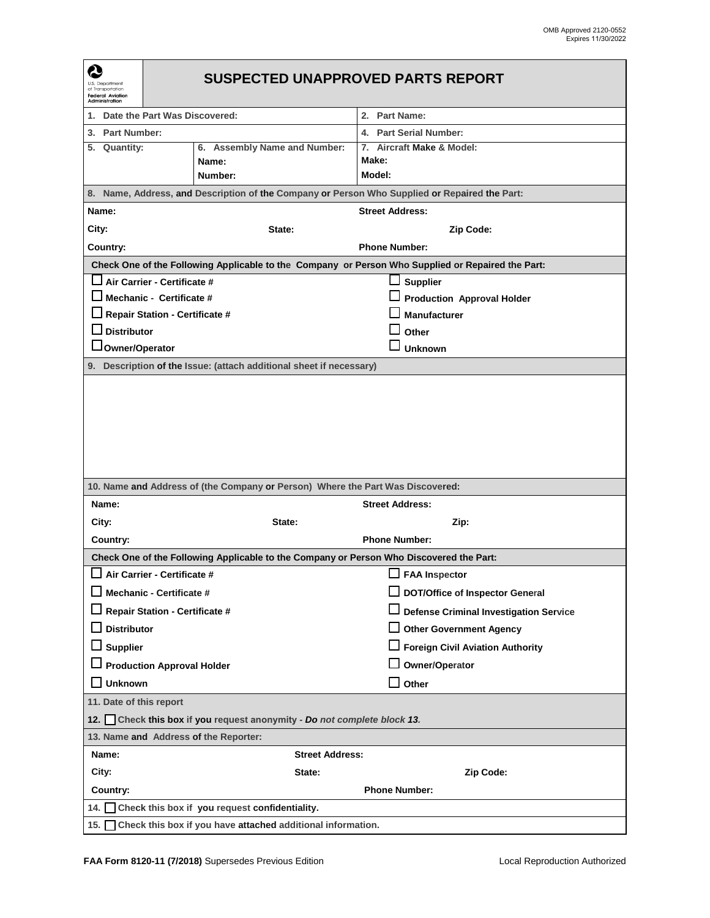OMB Approved 2120-0552
Expires 11/30/2022

U.S. Department of Transportation
Federal Aviation Administration

# SUSPECTED UNAPPROVED PARTS REPORT

| 1. Date the Part Was Discovered: | | 2. Part Name: |
|---|---|---|
| 3. Part Number: | | 4. Part Serial Number: |
| 5. Quantity: | 6. Assembly Name and Number:<br>Name:<br>Number: | 7. Aircraft Make & Model:<br>Make:<br>Model: |

**8. Name, Address, and Description of the Company or Person Who Supplied or Repaired the Part:**

| | | |
|---|---|---|
| Name: | | Street Address: |
| City: | State: | Zip Code: |
| Country: | | Phone Number: |

**Check One of the Following Applicable to the Company or Person Who Supplied or Repaired the Part:**

| | |
|---|---|
| ☐ Air Carrier - Certificate # | ☐ Supplier |
| ☐ Mechanic - Certificate # | ☐ Production Approval Holder |
| ☐ Repair Station - Certificate # | ☐ Manufacturer |
| ☐ Distributor | ☐ Other |
| ☐ Owner/Operator | ☐ Unknown |

**9. Description of the Issue: (attach additional sheet if necessary)**

**10. Name and Address of (the Company or Person) Where the Part Was Discovered:**

| | | |
|---|---|---|
| Name: | | Street Address: |
| City: | State: | Zip: |
| Country: | | Phone Number: |

**Check One of the Following Applicable to the Company or Person Who Discovered the Part:**

| | |
|---|---|
| ☐ Air Carrier - Certificate # | ☐ FAA Inspector |
| ☐ Mechanic - Certificate # | ☐ DOT/Office of Inspector General |
| ☐ Repair Station - Certificate # | ☐ Defense Criminal Investigation Service |
| ☐ Distributor | ☐ Other Government Agency |
| ☐ Supplier | ☐ Foreign Civil Aviation Authority |
| ☐ Production Approval Holder | ☐ Owner/Operator |
| ☐ Unknown | ☐ Other |

**11. Date of this report**

**12.** ☐ **Check this box if you request anonymity - *Do not complete block 13.***

**13. Name and Address of the Reporter:**

| | | |
|---|---|---|
| Name: | Street Address: | |
| City: | State: | Zip Code: |
| Country: | Phone Number: | |

**14.** ☐ **Check this box if you request confidentiality.**

**15.** ☐ **Check this box if you have attached additional information.**

**FAA Form 8120-11 (7/2018)** Supersedes Previous Edition — Local Reproduction Authorized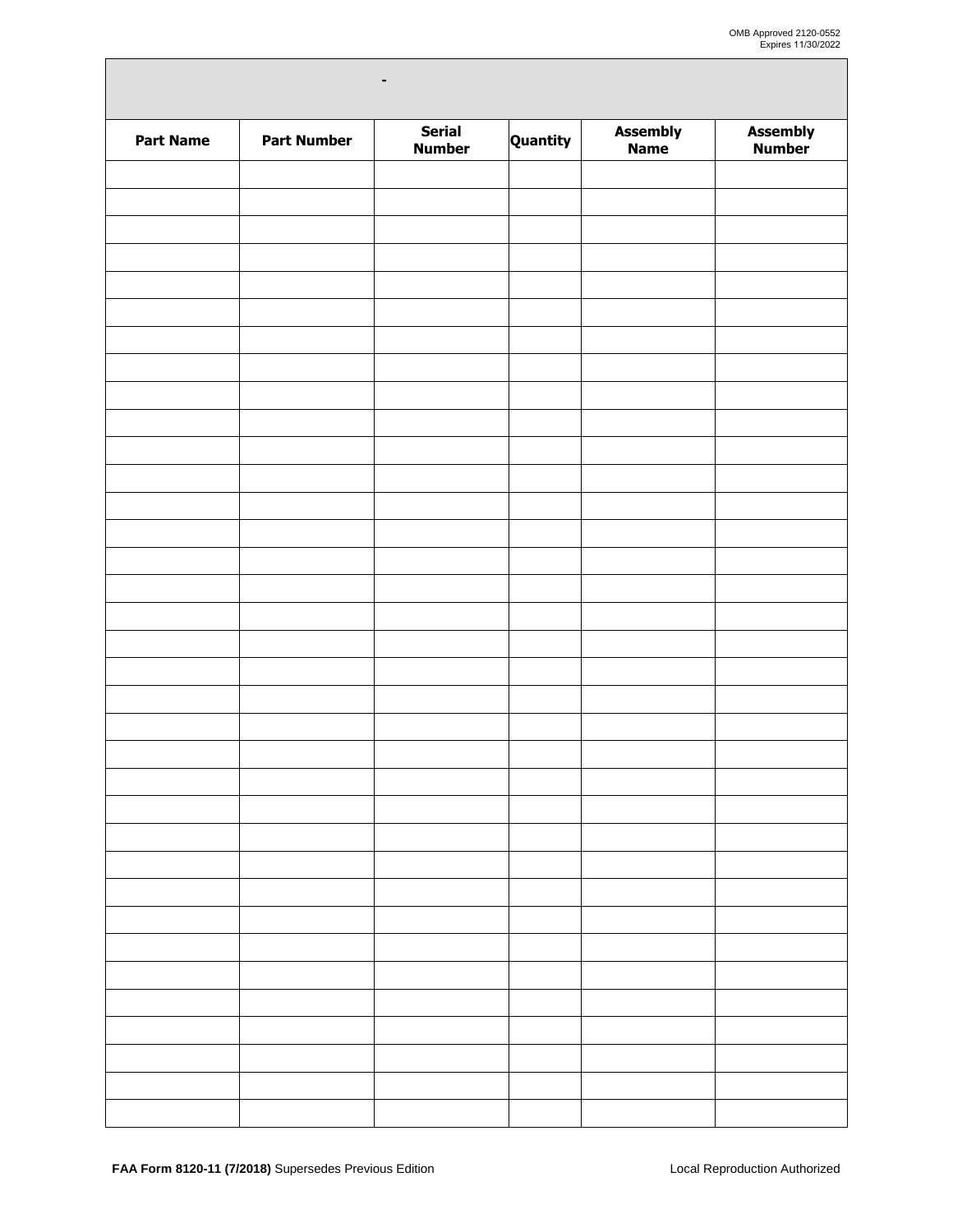OMB Approved 2120-0552
Expires 11/30/2022

-

| Part Name | Part Number | Serial Number | Quantity | Assembly Name | Assembly Number |
|---|---|---|---|---|---|
| | | | | | |
| | | | | | |
| | | | | | |
| | | | | | |
| | | | | | |
| | | | | | |
| | | | | | |
| | | | | | |
| | | | | | |
| | | | | | |
| | | | | | |
| | | | | | |
| | | | | | |
| | | | | | |
| | | | | | |
| | | | | | |
| | | | | | |
| | | | | | |
| | | | | | |
| | | | | | |
| | | | | | |
| | | | | | |
| | | | | | |
| | | | | | |
| | | | | | |
| | | | | | |
| | | | | | |
| | | | | | |
| | | | | | |
| | | | | | |
| | | | | | |
| | | | | | |
| | | | | | |
| | | | | | |
| | | | | | |

**FAA Form 8120-11 (7/2018)** Supersedes Previous Edition

Local Reproduction Authorized